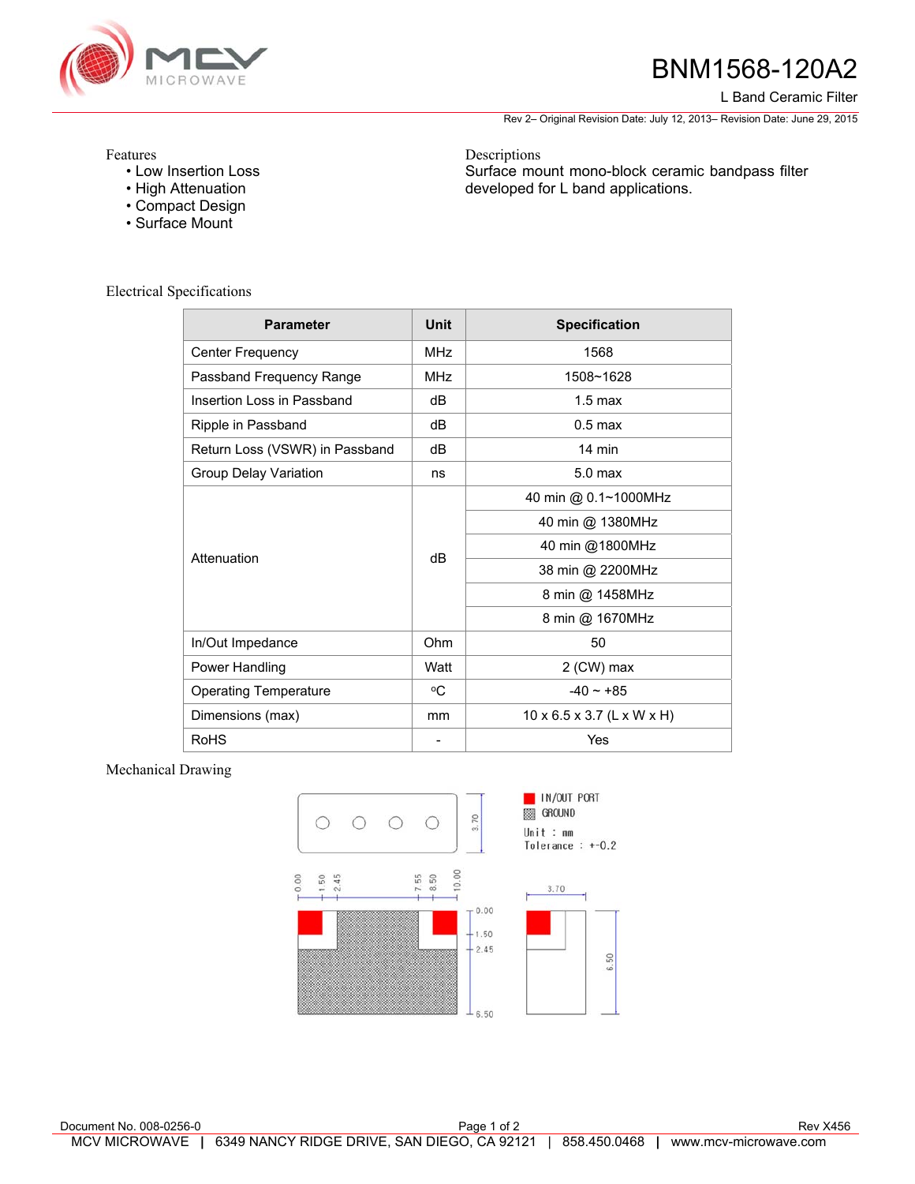# BNM1568-120A2

L Band Ceramic Filter

Rev 2– Original Revision Date: July 12, 2013– Revision Date: June 29, 2015

## Features

- Low Insertion Loss
- High Attenuation
- Compact Design
- Surface Mount

## Descriptions

Surface mount mono-block ceramic bandpass filter developed for L band applications.

## Electrical Specifications

| Parameter | Unit | Specification |
|---|---|---|
| Center Frequency | MHz | 1568 |
| Passband Frequency Range | MHz | 1508~1628 |
| Insertion Loss in Passband | dB | 1.5 max |
| Ripple in Passband | dB | 0.5 max |
| Return Loss (VSWR) in Passband | dB | 14 min |
| Group Delay Variation | ns | 5.0 max |
| Attenuation | dB | 40 min @ 0.1~1000MHz |
| | | 40 min @ 1380MHz |
| | | 40 min @1800MHz |
| | | 38 min @ 2200MHz |
| | | 8 min @ 1458MHz |
| | | 8 min @ 1670MHz |
| In/Out Impedance | Ohm | 50 |
| Power Handling | Watt | 2 (CW) max |
| Operating Temperature | °C | -40 ~ +85 |
| Dimensions (max) | mm | 10 x 6.5 x 3.7 (L x W x H) |
| RoHS | - | Yes |

## Mechanical Drawing

IN/OUT PORT
GROUND
Unit : mm
Tolerance : +-0.2

Document No. 008-0256-0

Rev X456

MCV MICROWAVE | 6349 NANCY RIDGE DRIVE, SAN DIEGO, CA 92121 | 858.450.0468 | www.mcv-microwave.com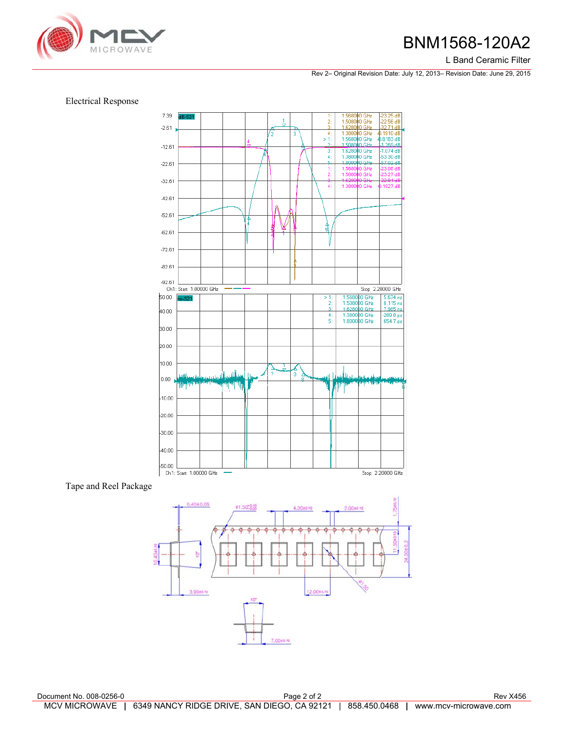## Electrical Response

7.39
dB-S21
-2.61
-12.61
-22.61
-32.61
-42.61
-52.61
-62.61
-72.61
-82.61
-92.61

1: 1.568000 GHz -23.25 dB
2: 1.508000 GHz -22.56 dB
3: 1.628000 GHz -32.71 dB
4: 1.380000 GHz -0.1910 dB
> 1: 1.568000 GHz -0.8183 dB
2: 1.508000 GHz -1.269 dB
3: 1.628000 GHz -1.074 dB
4: 1.380000 GHz -53.30 dB
5: 1.800000 GHz -57.02 dB
1: 1.568000 GHz -23.06 dB
2: 1.508000 GHz -23.27 dB
3: 1.628000 GHz -22.91 dB
4: 1.380000 GHz -0.1927 dB

Ch1: Start 1.00000 GHz
Stop 2.20000 GHz

50.00
ns-S21
40.00
30.00
20.00
10.00
0.00
-10.00
-20.00
-30.00
-40.00
-50.00

> 1: 1.568000 GHz 5.674 ns
2: 1.508000 GHz 8.115 ns
3: 1.628000 GHz 7.985 ns
4: 1.380000 GHz -280.8 ps
5: 1.800000 GHz 654.7 ps

Ch1: Start 1.00000 GHz
Stop 2.20000 GHz

## Tape and Reel Package

0.40±0.05
φ1.50 +0.10/-0.00
4.00±0.10
2.00±0.10
1.75±0.10
11.50±0.10
24.00±0.2
10.40±0.10
10°
3.90±0.10
12.00±0.10
φ1.50
10°
7.00±0.10

Document No. 008-0256-0

Rev X456